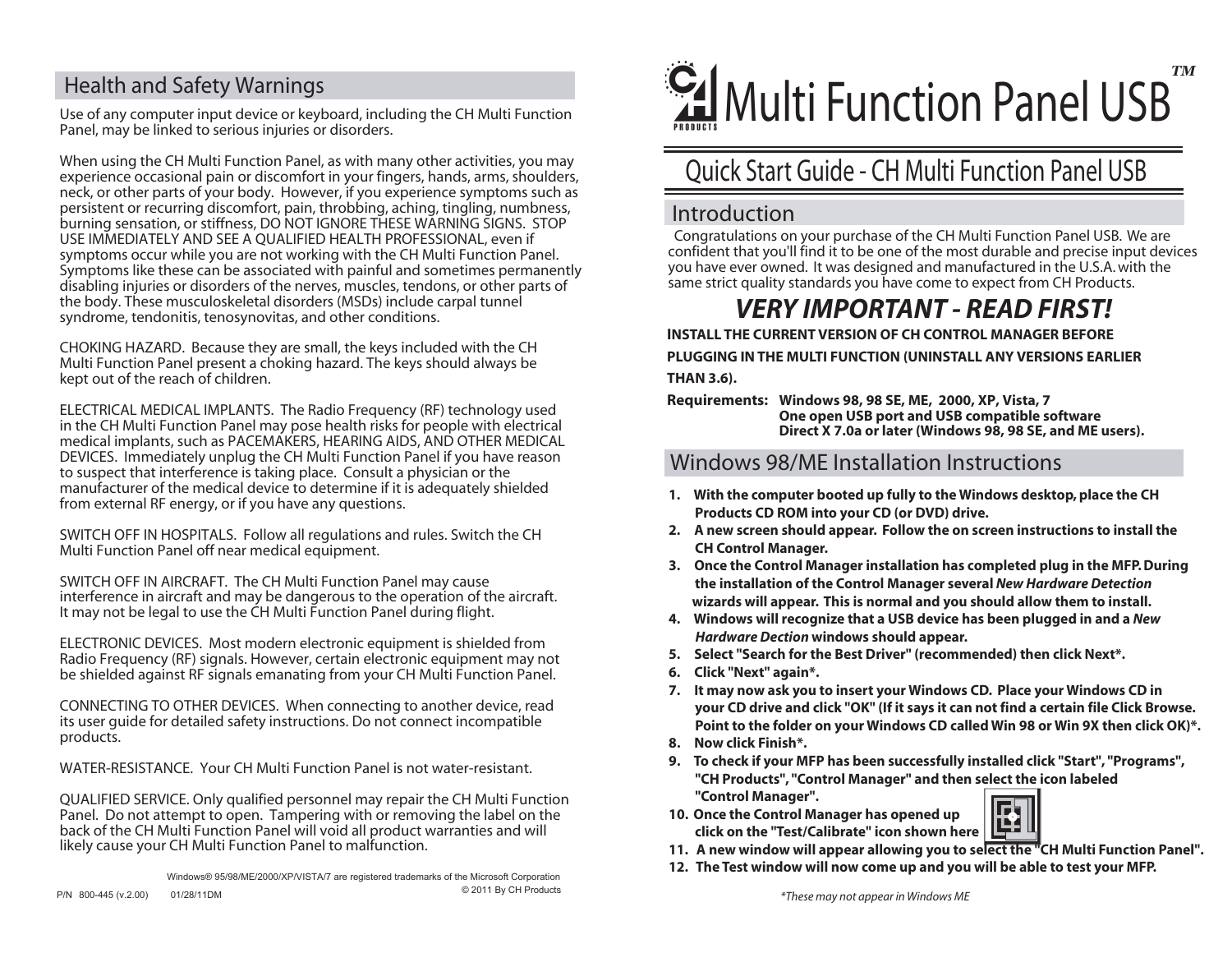## Health and Safety Warnings

Use of any computer input device or keyboard, including the CH Multi Function Panel, may be linked to serious injuries or disorders.

When using the CH Multi Function Panel, as with many other activities, you may experience occasional pain or discomfort in your fingers, hands, arms, shoulders, neck, or other parts of your body. However, if you experience symptoms such as persistent or recurring discomfort, pain, throbbing, aching, tingling, numbness, burning sensation, or stiffness, DO NOT IGNORE THESE WARNING SIGNS. STOP USE IMMEDIATELY AND SEE A QUALIFIED HEALTH PROFESSIONAL, even if symptoms occur while you are not working with the CH Multi Function Panel. Symptoms like these can be associated with painful and sometimes permanently disabling injuries or disorders of the nerves, muscles, tendons, or other parts of the body. These musculoskeletal disorders (MSDs) include carpal tunnel syndrome, tendonitis, tenosynovitas, and other conditions.

CHOKING HAZARD. Because they are small, the keys included with the CH Multi Function Panel present a choking hazard. The keys should always be kept out of the reach of children.

ELECTRICAL MEDICAL IMPLANTS. The Radio Frequency (RF) technology used in the CH Multi Function Panel may pose health risks for people with electrical medical implants, such as PACEMAKERS, HEARING AIDS, AND OTHER MEDICAL DEVICES. Immediately unplug the CH Multi Function Panel if you have reason to suspect that interference is taking place. Consult a physician or the manufacturer of the medical device to determine if it is adequately shielded from external RF energy, or if you have any questions.

SWITCH OFF IN HOSPITALS. Follow all regulations and rules. Switch the CH Multi Function Panel off near medical equipment.

SWITCH OFF IN AIRCRAFT. The CH Multi Function Panel may cause interference in aircraft and may be dangerous to the operation of the aircraft. It may not be legal to use the CH Multi Function Panel during flight.

ELECTRONIC DEVICES. Most modern electronic equipment is shielded from Radio Frequency (RF) signals. However, certain electronic equipment may not be shielded against RF signals emanating from your CH Multi Function Panel.

CONNECTING TO OTHER DEVICES. When connecting to another device, read its user guide for detailed safety instructions. Do not connect incompatible products.

WATER-RESISTANCE. Your CH Multi Function Panel is not water-resistant.

QUALIFIED SERVICE. Only qualified personnel may repair the CH Multi Function Panel. Do not attempt to open. Tampering with or removing the label on the back of the CH Multi Function Panel will void all product warranties and will likely cause your CH Multi Function Panel to malfunction.

Windows® 95/98/ME/2000/XP/VISTA/7 are registered trademarks of the Microsoft Corporation

© 2011 By CH Products

P/N 800-445 (v.2.00) 01/28/11DM

# CH PRODUCTS Multi Function Panel USB™

## Quick Start Guide - CH Multi Function Panel USB

## Introduction

Congratulations on your purchase of the CH Multi Function Panel USB. We are confident that you'll find it to be one of the most durable and precise input devices you have ever owned. It was designed and manufactured in the U.S.A. with the same strict quality standards you have come to expect from CH Products.

### *VERY IMPORTANT - READ FIRST!*

**INSTALL THE CURRENT VERSION OF CH CONTROL MANAGER BEFORE PLUGGING IN THE MULTI FUNCTION (UNINSTALL ANY VERSIONS EARLIER THAN 3.6).**

**Requirements:** **Windows 98, 98 SE, ME, 2000, XP, Vista, 7**
**One open USB port and USB compatible software**
**Direct X 7.0a or later (Windows 98, 98 SE, and ME users).**

## Windows 98/ME Installation Instructions

1. **With the computer booted up fully to the Windows desktop, place the CH Products CD ROM into your CD (or DVD) drive.**
2. **A new screen should appear. Follow the on screen instructions to install the CH Control Manager.**
3. **Once the Control Manager installation has completed plug in the MFP. During the installation of the Control Manager several *New Hardware Detection* wizards will appear. This is normal and you should allow them to install.**
4. **Windows will recognize that a USB device has been plugged in and a *New Hardware Dection* windows should appear.**
5. **Select "Search for the Best Driver" (recommended) then click Next*.**
6. **Click "Next" again*.**
7. **It may now ask you to insert your Windows CD. Place your Windows CD in your CD drive and click "OK" (If it says it can not find a certain file Click Browse. Point to the folder on your Windows CD called Win 98 or Win 9X then click OK)*.**
8. **Now click Finish*.**
9. **To check if your MFP has been successfully installed click "Start", "Programs", "CH Products", "Control Manager" and then select the icon labeled "Control Manager".**
10. **Once the Control Manager has opened up click on the "Test/Calibrate" icon shown here**
11. **A new window will appear allowing you to select the "CH Multi Function Panel".**
12. **The Test window will now come up and you will be able to test your MFP.**

*These may not appear in Windows ME*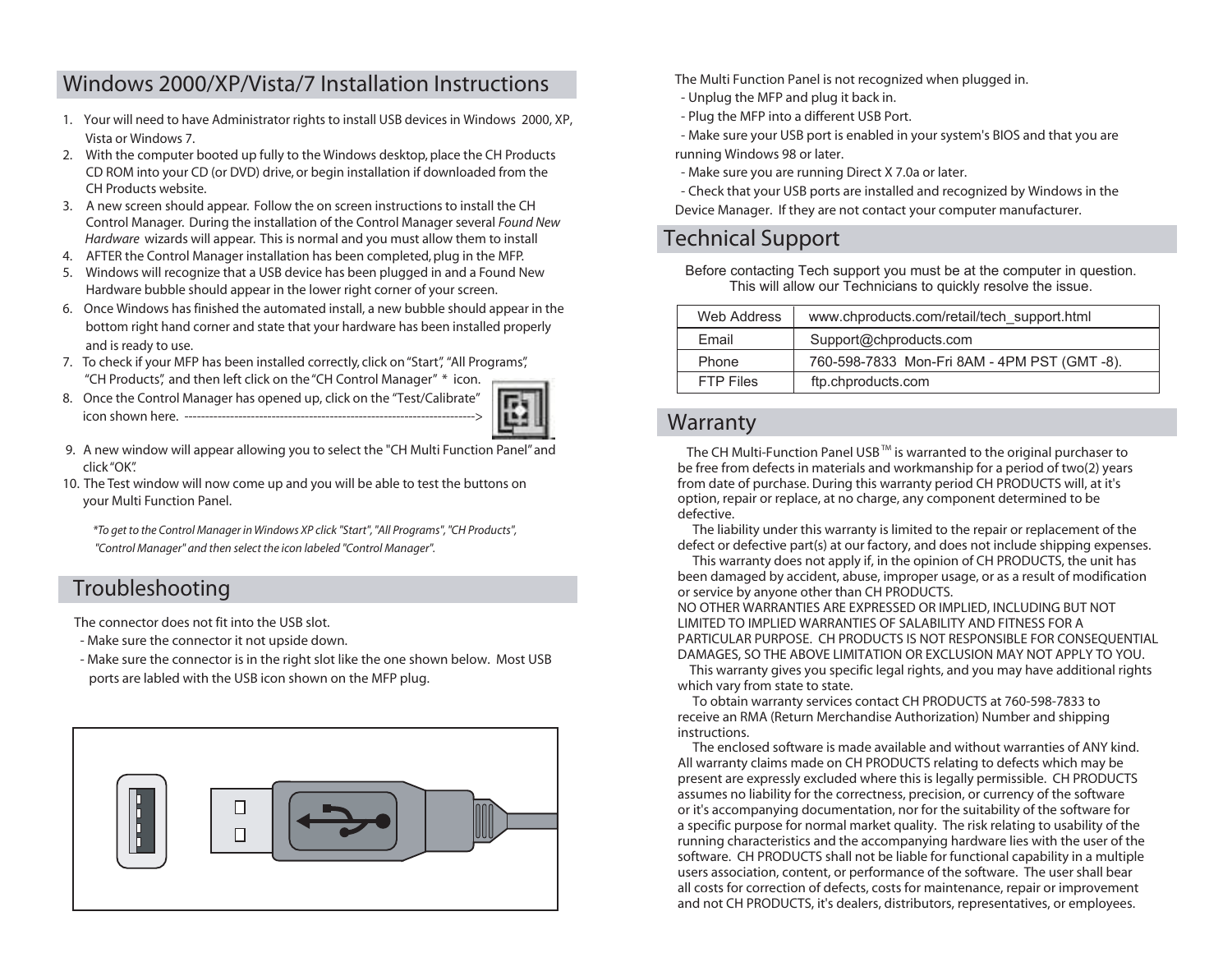## Windows 2000/XP/Vista/7 Installation Instructions

1. Your will need to have Administrator rights to install USB devices in Windows 2000, XP, Vista or Windows 7.
2. With the computer booted up fully to the Windows desktop, place the CH Products CD ROM into your CD (or DVD) drive, or begin installation if downloaded from the CH Products website.
3. A new screen should appear. Follow the on screen instructions to install the CH Control Manager. During the installation of the Control Manager several *Found New Hardware* wizards will appear. This is normal and you must allow them to install
4. AFTER the Control Manager installation has been completed, plug in the MFP.
5. Windows will recognize that a USB device has been plugged in and a Found New Hardware bubble should appear in the lower right corner of your screen.
6. Once Windows has finished the automated install, a new bubble should appear in the bottom right hand corner and state that your hardware has been installed properly and is ready to use.
7. To check if your MFP has been installed correctly, click on "Start", "All Programs", "CH Products", and then left click on the "CH Control Manager" * icon.
8. Once the Control Manager has opened up, click on the "Test/Calibrate" icon shown here. ---------------------------------------------------------------------->
9. A new window will appear allowing you to select the "CH Multi Function Panel" and click "OK".
10. The Test window will now come up and you will be able to test the buttons on your Multi Function Panel.

*\*To get to the Control Manager in Windows XP click "Start", "All Programs", "CH Products", "Control Manager" and then select the icon labeled "Control Manager".*

## Troubleshooting

The connector does not fit into the USB slot.
- Make sure the connector it not upside down.
- Make sure the connector is in the right slot like the one shown below. Most USB ports are labled with the USB icon shown on the MFP plug.

The Multi Function Panel is not recognized when plugged in.
- Unplug the MFP and plug it back in.
- Plug the MFP into a different USB Port.
- Make sure your USB port is enabled in your system's BIOS and that you are running Windows 98 or later.
- Make sure you are running Direct X 7.0a or later.
- Check that your USB ports are installed and recognized by Windows in the Device Manager. If they are not contact your computer manufacturer.

## Technical Support

Before contacting Tech support you must be at the computer in question. This will allow our Technicians to quickly resolve the issue.

| | |
|---|---|
| Web Address | www.chproducts.com/retail/tech_support.html |
| Email | Support@chproducts.com |
| Phone | 760-598-7833 Mon-Fri 8AM - 4PM PST (GMT -8). |
| FTP Files | ftp.chproducts.com |

## Warranty

The CH Multi-Function Panel USB™ is warranted to the original purchaser to be free from defects in materials and workmanship for a period of two(2) years from date of purchase. During this warranty period CH PRODUCTS will, at it's option, repair or replace, at no charge, any component determined to be defective.

The liability under this warranty is limited to the repair or replacement of the defect or defective part(s) at our factory, and does not include shipping expenses.

This warranty does not apply if, in the opinion of CH PRODUCTS, the unit has been damaged by accident, abuse, improper usage, or as a result of modification or service by anyone other than CH PRODUCTS.

NO OTHER WARRANTIES ARE EXPRESSED OR IMPLIED, INCLUDING BUT NOT LIMITED TO IMPLIED WARRANTIES OF SALABILITY AND FITNESS FOR A PARTICULAR PURPOSE. CH PRODUCTS IS NOT RESPONSIBLE FOR CONSEQUENTIAL DAMAGES, SO THE ABOVE LIMITATION OR EXCLUSION MAY NOT APPLY TO YOU.

This warranty gives you specific legal rights, and you may have additional rights which vary from state to state.

To obtain warranty services contact CH PRODUCTS at 760-598-7833 to receive an RMA (Return Merchandise Authorization) Number and shipping instructions.

The enclosed software is made available and without warranties of ANY kind. All warranty claims made on CH PRODUCTS relating to defects which may be present are expressly excluded where this is legally permissible. CH PRODUCTS assumes no liability for the correctness, precision, or currency of the software or it's accompanying documentation, nor for the suitability of the software for a specific purpose for normal market quality. The risk relating to usability of the running characteristics and the accompanying hardware lies with the user of the software. CH PRODUCTS shall not be liable for functional capability in a multiple users association, content, or performance of the software. The user shall bear all costs for correction of defects, costs for maintenance, repair or improvement and not CH PRODUCTS, it's dealers, distributors, representatives, or employees.